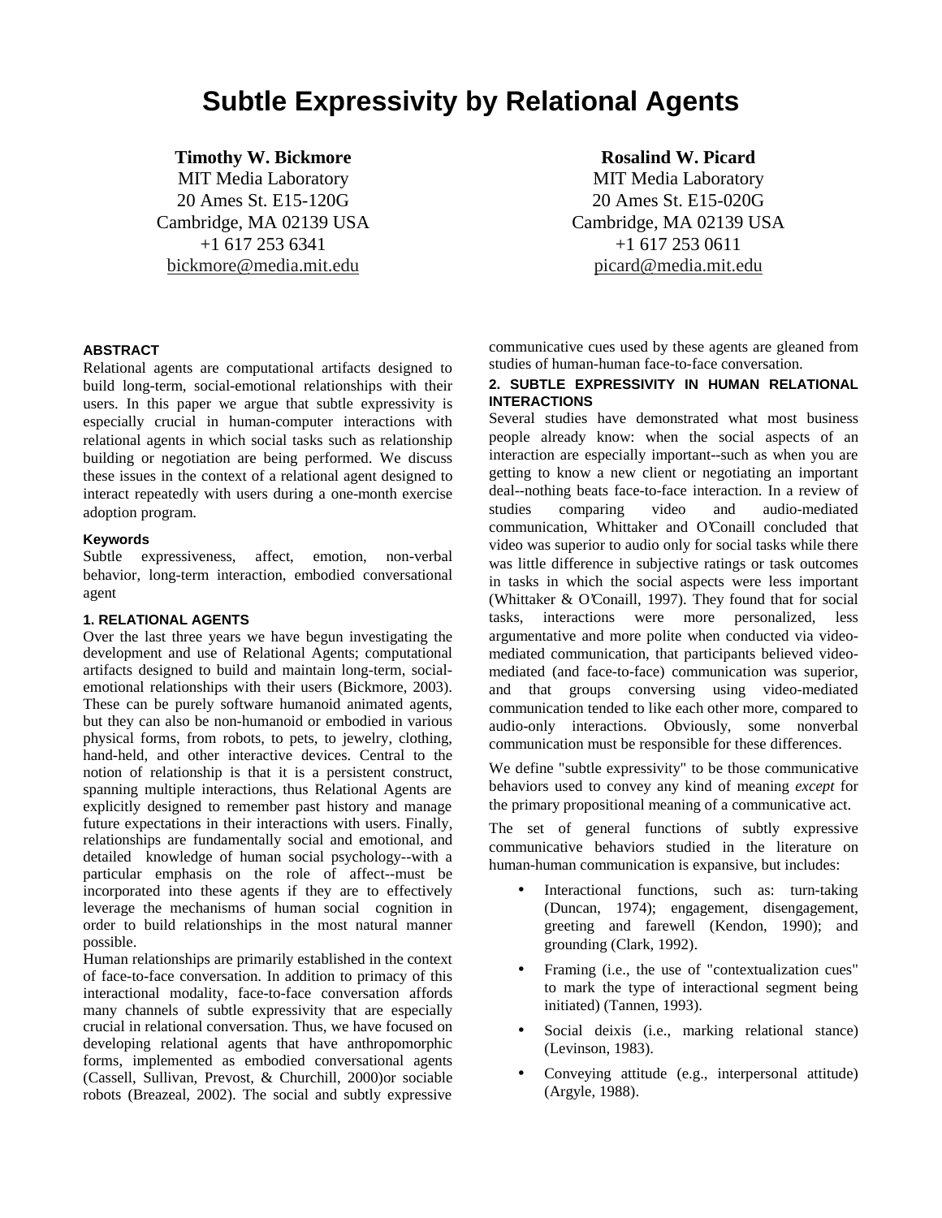# Subtle Expressivity by Relational Agents

**Timothy W. Bickmore**
MIT Media Laboratory
20 Ames St. E15-120G
Cambridge, MA 02139 USA
+1 617 253 6341
bickmore@media.mit.edu

**Rosalind W. Picard**
MIT Media Laboratory
20 Ames St. E15-020G
Cambridge, MA 02139 USA
+1 617 253 0611
picard@media.mit.edu

### ABSTRACT

Relational agents are computational artifacts designed to build long-term, social-emotional relationships with their users. In this paper we argue that subtle expressivity is especially crucial in human-computer interactions with relational agents in which social tasks such as relationship building or negotiation are being performed. We discuss these issues in the context of a relational agent designed to interact repeatedly with users during a one-month exercise adoption program.

### Keywords

Subtle expressiveness, affect, emotion, non-verbal behavior, long-term interaction, embodied conversational agent

### 1. RELATIONAL AGENTS

Over the last three years we have begun investigating the development and use of Relational Agents; computational artifacts designed to build and maintain long-term, social-emotional relationships with their users (Bickmore, 2003). These can be purely software humanoid animated agents, but they can also be non-humanoid or embodied in various physical forms, from robots, to pets, to jewelry, clothing, hand-held, and other interactive devices. Central to the notion of relationship is that it is a persistent construct, spanning multiple interactions, thus Relational Agents are explicitly designed to remember past history and manage future expectations in their interactions with users. Finally, relationships are fundamentally social and emotional, and detailed knowledge of human social psychology--with a particular emphasis on the role of affect--must be incorporated into these agents if they are to effectively leverage the mechanisms of human social cognition in order to build relationships in the most natural manner possible.

Human relationships are primarily established in the context of face-to-face conversation. In addition to primacy of this interactional modality, face-to-face conversation affords many channels of subtle expressivity that are especially crucial in relational conversation. Thus, we have focused on developing relational agents that have anthropomorphic forms, implemented as embodied conversational agents (Cassell, Sullivan, Prevost, & Churchill, 2000)or sociable robots (Breazeal, 2002). The social and subtly expressive communicative cues used by these agents are gleaned from studies of human-human face-to-face conversation.

### 2. SUBTLE EXPRESSIVITY IN HUMAN RELATIONAL INTERACTIONS

Several studies have demonstrated what most business people already know: when the social aspects of an interaction are especially important--such as when you are getting to know a new client or negotiating an important deal--nothing beats face-to-face interaction. In a review of studies comparing video and audio-mediated communication, Whittaker and O'Conaill concluded that video was superior to audio only for social tasks while there was little difference in subjective ratings or task outcomes in tasks in which the social aspects were less important (Whittaker & O'Conaill, 1997). They found that for social tasks, interactions were more personalized, less argumentative and more polite when conducted via video-mediated communication, that participants believed video-mediated (and face-to-face) communication was superior, and that groups conversing using video-mediated communication tended to like each other more, compared to audio-only interactions. Obviously, some nonverbal communication must be responsible for these differences.

We define "subtle expressivity" to be those communicative behaviors used to convey any kind of meaning *except* for the primary propositional meaning of a communicative act.

The set of general functions of subtly expressive communicative behaviors studied in the literature on human-human communication is expansive, but includes:

- Interactional functions, such as: turn-taking (Duncan, 1974); engagement, disengagement, greeting and farewell (Kendon, 1990); and grounding (Clark, 1992).
- Framing (i.e., the use of "contextualization cues" to mark the type of interactional segment being initiated) (Tannen, 1993).
- Social deixis (i.e., marking relational stance) (Levinson, 1983).
- Conveying attitude (e.g., interpersonal attitude) (Argyle, 1988).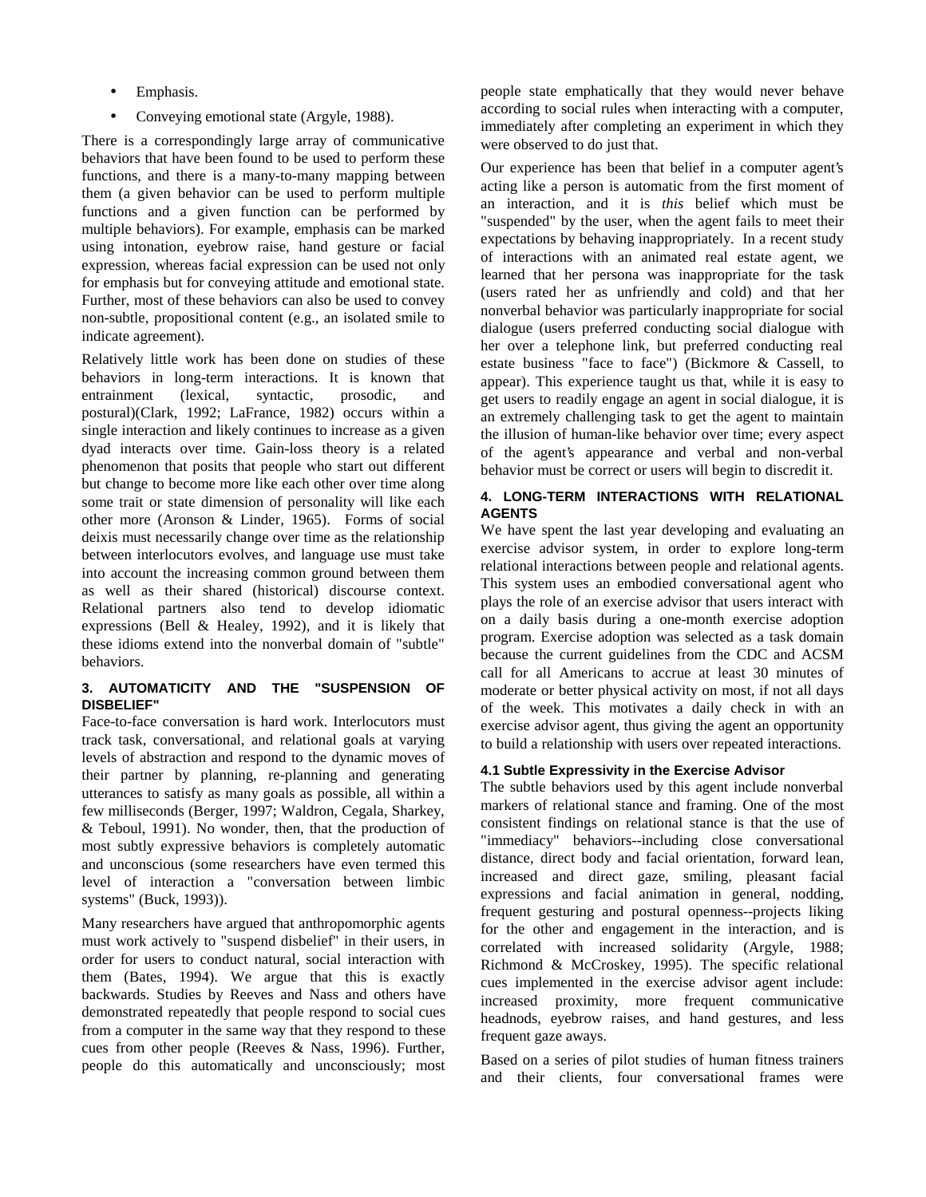- Emphasis.
- Conveying emotional state (Argyle, 1988).

There is a correspondingly large array of communicative behaviors that have been found to be used to perform these functions, and there is a many-to-many mapping between them (a given behavior can be used to perform multiple functions and a given function can be performed by multiple behaviors). For example, emphasis can be marked using intonation, eyebrow raise, hand gesture or facial expression, whereas facial expression can be used not only for emphasis but for conveying attitude and emotional state. Further, most of these behaviors can also be used to convey non-subtle, propositional content (e.g., an isolated smile to indicate agreement).

Relatively little work has been done on studies of these behaviors in long-term interactions. It is known that entrainment (lexical, syntactic, prosodic, and postural)(Clark, 1992; LaFrance, 1982) occurs within a single interaction and likely continues to increase as a given dyad interacts over time. Gain-loss theory is a related phenomenon that posits that people who start out different but change to become more like each other over time along some trait or state dimension of personality will like each other more (Aronson & Linder, 1965). Forms of social deixis must necessarily change over time as the relationship between interlocutors evolves, and language use must take into account the increasing common ground between them as well as their shared (historical) discourse context. Relational partners also tend to develop idiomatic expressions (Bell & Healey, 1992), and it is likely that these idioms extend into the nonverbal domain of "subtle" behaviors.

## 3. AUTOMATICITY AND THE "SUSPENSION OF DISBELIEF"

Face-to-face conversation is hard work. Interlocutors must track task, conversational, and relational goals at varying levels of abstraction and respond to the dynamic moves of their partner by planning, re-planning and generating utterances to satisfy as many goals as possible, all within a few milliseconds (Berger, 1997; Waldron, Cegala, Sharkey, & Teboul, 1991). No wonder, then, that the production of most subtly expressive behaviors is completely automatic and unconscious (some researchers have even termed this level of interaction a "conversation between limbic systems" (Buck, 1993)).

Many researchers have argued that anthropomorphic agents must work actively to "suspend disbelief" in their users, in order for users to conduct natural, social interaction with them (Bates, 1994). We argue that this is exactly backwards. Studies by Reeves and Nass and others have demonstrated repeatedly that people respond to social cues from a computer in the same way that they respond to these cues from other people (Reeves & Nass, 1996). Further, people do this automatically and unconsciously; most people state emphatically that they would never behave according to social rules when interacting with a computer, immediately after completing an experiment in which they were observed to do just that.

Our experience has been that belief in a computer agent's acting like a person is automatic from the first moment of an interaction, and it is *this* belief which must be "suspended" by the user, when the agent fails to meet their expectations by behaving inappropriately. In a recent study of interactions with an animated real estate agent, we learned that her persona was inappropriate for the task (users rated her as unfriendly and cold) and that her nonverbal behavior was particularly inappropriate for social dialogue (users preferred conducting social dialogue with her over a telephone link, but preferred conducting real estate business "face to face") (Bickmore & Cassell, to appear). This experience taught us that, while it is easy to get users to readily engage an agent in social dialogue, it is an extremely challenging task to get the agent to maintain the illusion of human-like behavior over time; every aspect of the agent's appearance and verbal and non-verbal behavior must be correct or users will begin to discredit it.

## 4. LONG-TERM INTERACTIONS WITH RELATIONAL AGENTS

We have spent the last year developing and evaluating an exercise advisor system, in order to explore long-term relational interactions between people and relational agents. This system uses an embodied conversational agent who plays the role of an exercise advisor that users interact with on a daily basis during a one-month exercise adoption program. Exercise adoption was selected as a task domain because the current guidelines from the CDC and ACSM call for all Americans to accrue at least 30 minutes of moderate or better physical activity on most, if not all days of the week. This motivates a daily check in with an exercise advisor agent, thus giving the agent an opportunity to build a relationship with users over repeated interactions.

### 4.1 Subtle Expressivity in the Exercise Advisor

The subtle behaviors used by this agent include nonverbal markers of relational stance and framing. One of the most consistent findings on relational stance is that the use of "immediacy" behaviors--including close conversational distance, direct body and facial orientation, forward lean, increased and direct gaze, smiling, pleasant facial expressions and facial animation in general, nodding, frequent gesturing and postural openness--projects liking for the other and engagement in the interaction, and is correlated with increased solidarity (Argyle, 1988; Richmond & McCroskey, 1995). The specific relational cues implemented in the exercise advisor agent include: increased proximity, more frequent communicative headnods, eyebrow raises, and hand gestures, and less frequent gaze aways.

Based on a series of pilot studies of human fitness trainers and their clients, four conversational frames were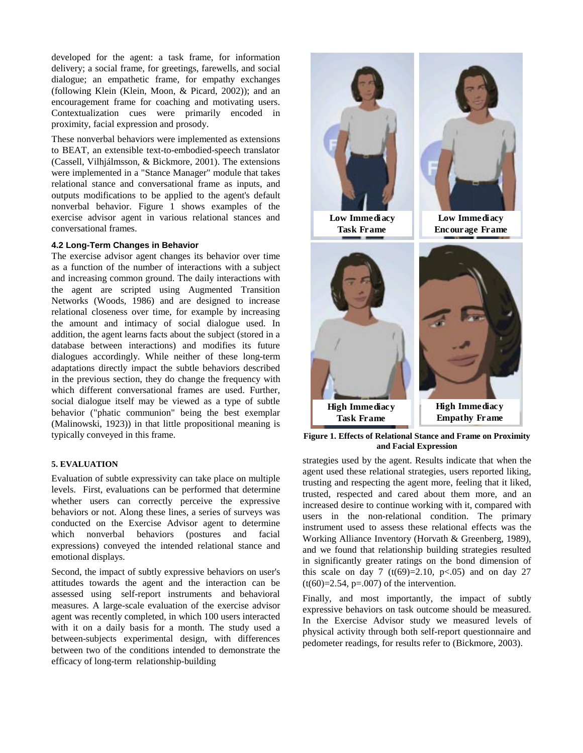developed for the agent: a task frame, for information delivery; a social frame, for greetings, farewells, and social dialogue; an empathetic frame, for empathy exchanges (following Klein (Klein, Moon, & Picard, 2002)); and an encouragement frame for coaching and motivating users. Contextualization cues were primarily encoded in proximity, facial expression and prosody.

These nonverbal behaviors were implemented as extensions to BEAT, an extensible text-to-embodied-speech translator (Cassell, Vilhjálmsson, & Bickmore, 2001). The extensions were implemented in a "Stance Manager" module that takes relational stance and conversational frame as inputs, and outputs modifications to be applied to the agent's default nonverbal behavior. Figure 1 shows examples of the exercise advisor agent in various relational stances and conversational frames.

### 4.2 Long-Term Changes in Behavior

The exercise advisor agent changes its behavior over time as a function of the number of interactions with a subject and increasing common ground. The daily interactions with the agent are scripted using Augmented Transition Networks (Woods, 1986) and are designed to increase relational closeness over time, for example by increasing the amount and intimacy of social dialogue used. In addition, the agent learns facts about the subject (stored in a database between interactions) and modifies its future dialogues accordingly. While neither of these long-term adaptations directly impact the subtle behaviors described in the previous section, they do change the frequency with which different conversational frames are used. Further, social dialogue itself may be viewed as a type of subtle behavior ("phatic communion" being the best exemplar (Malinowski, 1923)) in that little propositional meaning is typically conveyed in this frame.

Low Immediacy Task Frame

Low Immediacy Encourage Frame

High Immediacy Task Frame

High Immediacy Empathy Frame

**Figure 1. Effects of Relational Stance and Frame on Proximity and Facial Expression**

## 5. EVALUATION

Evaluation of subtle expressivity can take place on multiple levels. First, evaluations can be performed that determine whether users can correctly perceive the expressive behaviors or not. Along these lines, a series of surveys was conducted on the Exercise Advisor agent to determine which nonverbal behaviors (postures and facial expressions) conveyed the intended relational stance and emotional displays.

Second, the impact of subtly expressive behaviors on user's attitudes towards the agent and the interaction can be assessed using self-report instruments and behavioral measures. A large-scale evaluation of the exercise advisor agent was recently completed, in which 100 users interacted with it on a daily basis for a month. The study used a between-subjects experimental design, with differences between two of the conditions intended to demonstrate the efficacy of long-term relationship-building strategies used by the agent. Results indicate that when the agent used these relational strategies, users reported liking, trusting and respecting the agent more, feeling that it liked, trusted, respected and cared about them more, and an increased desire to continue working with it, compared with users in the non-relational condition. The primary instrument used to assess these relational effects was the Working Alliance Inventory (Horvath & Greenberg, 1989), and we found that relationship building strategies resulted in significantly greater ratings on the bond dimension of this scale on day 7 ($t(69)=2.10$, $p<.05$) and on day 27 ($t(60)=2.54$, $p=.007$) of the intervention.

Finally, and most importantly, the impact of subtly expressive behaviors on task outcome should be measured. In the Exercise Advisor study we measured levels of physical activity through both self-report questionnaire and pedometer readings, for results refer to (Bickmore, 2003).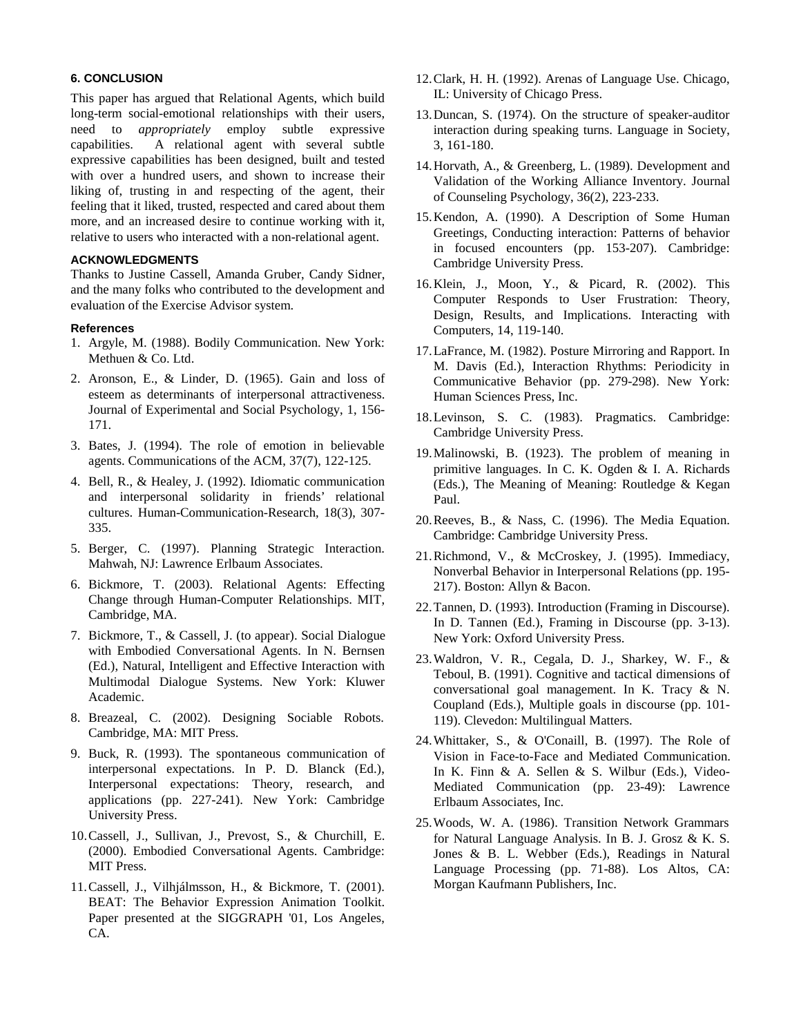## 6. CONCLUSION

This paper has argued that Relational Agents, which build long-term social-emotional relationships with their users, need to *appropriately* employ subtle expressive capabilities. A relational agent with several subtle expressive capabilities has been designed, built and tested with over a hundred users, and shown to increase their liking of, trusting in and respecting of the agent, their feeling that it liked, trusted, respected and cared about them more, and an increased desire to continue working with it, relative to users who interacted with a non-relational agent.

## ACKNOWLEDGMENTS

Thanks to Justine Cassell, Amanda Gruber, Candy Sidner, and the many folks who contributed to the development and evaluation of the Exercise Advisor system.

### References

1. Argyle, M. (1988). Bodily Communication. New York: Methuen & Co. Ltd.
2. Aronson, E., & Linder, D. (1965). Gain and loss of esteem as determinants of interpersonal attractiveness. Journal of Experimental and Social Psychology, 1, 156-171.
3. Bates, J. (1994). The role of emotion in believable agents. Communications of the ACM, 37(7), 122-125.
4. Bell, R., & Healey, J. (1992). Idiomatic communication and interpersonal solidarity in friends' relational cultures. Human-Communication-Research, 18(3), 307-335.
5. Berger, C. (1997). Planning Strategic Interaction. Mahwah, NJ: Lawrence Erlbaum Associates.
6. Bickmore, T. (2003). Relational Agents: Effecting Change through Human-Computer Relationships. MIT, Cambridge, MA.
7. Bickmore, T., & Cassell, J. (to appear). Social Dialogue with Embodied Conversational Agents. In N. Bernsen (Ed.), Natural, Intelligent and Effective Interaction with Multimodal Dialogue Systems. New York: Kluwer Academic.
8. Breazeal, C. (2002). Designing Sociable Robots. Cambridge, MA: MIT Press.
9. Buck, R. (1993). The spontaneous communication of interpersonal expectations. In P. D. Blanck (Ed.), Interpersonal expectations: Theory, research, and applications (pp. 227-241). New York: Cambridge University Press.
10. Cassell, J., Sullivan, J., Prevost, S., & Churchill, E. (2000). Embodied Conversational Agents. Cambridge: MIT Press.
11. Cassell, J., Vilhjálmsson, H., & Bickmore, T. (2001). BEAT: The Behavior Expression Animation Toolkit. Paper presented at the SIGGRAPH '01, Los Angeles, CA.
12. Clark, H. H. (1992). Arenas of Language Use. Chicago, IL: University of Chicago Press.
13. Duncan, S. (1974). On the structure of speaker-auditor interaction during speaking turns. Language in Society, 3, 161-180.
14. Horvath, A., & Greenberg, L. (1989). Development and Validation of the Working Alliance Inventory. Journal of Counseling Psychology, 36(2), 223-233.
15. Kendon, A. (1990). A Description of Some Human Greetings, Conducting interaction: Patterns of behavior in focused encounters (pp. 153-207). Cambridge: Cambridge University Press.
16. Klein, J., Moon, Y., & Picard, R. (2002). This Computer Responds to User Frustration: Theory, Design, Results, and Implications. Interacting with Computers, 14, 119-140.
17. LaFrance, M. (1982). Posture Mirroring and Rapport. In M. Davis (Ed.), Interaction Rhythms: Periodicity in Communicative Behavior (pp. 279-298). New York: Human Sciences Press, Inc.
18. Levinson, S. C. (1983). Pragmatics. Cambridge: Cambridge University Press.
19. Malinowski, B. (1923). The problem of meaning in primitive languages. In C. K. Ogden & I. A. Richards (Eds.), The Meaning of Meaning: Routledge & Kegan Paul.
20. Reeves, B., & Nass, C. (1996). The Media Equation. Cambridge: Cambridge University Press.
21. Richmond, V., & McCroskey, J. (1995). Immediacy, Nonverbal Behavior in Interpersonal Relations (pp. 195-217). Boston: Allyn & Bacon.
22. Tannen, D. (1993). Introduction (Framing in Discourse). In D. Tannen (Ed.), Framing in Discourse (pp. 3-13). New York: Oxford University Press.
23. Waldron, V. R., Cegala, D. J., Sharkey, W. F., & Teboul, B. (1991). Cognitive and tactical dimensions of conversational goal management. In K. Tracy & N. Coupland (Eds.), Multiple goals in discourse (pp. 101-119). Clevedon: Multilingual Matters.
24. Whittaker, S., & O'Conaill, B. (1997). The Role of Vision in Face-to-Face and Mediated Communication. In K. Finn & A. Sellen & S. Wilbur (Eds.), Video-Mediated Communication (pp. 23-49): Lawrence Erlbaum Associates, Inc.
25. Woods, W. A. (1986). Transition Network Grammars for Natural Language Analysis. In B. J. Grosz & K. S. Jones & B. L. Webber (Eds.), Readings in Natural Language Processing (pp. 71-88). Los Altos, CA: Morgan Kaufmann Publishers, Inc.